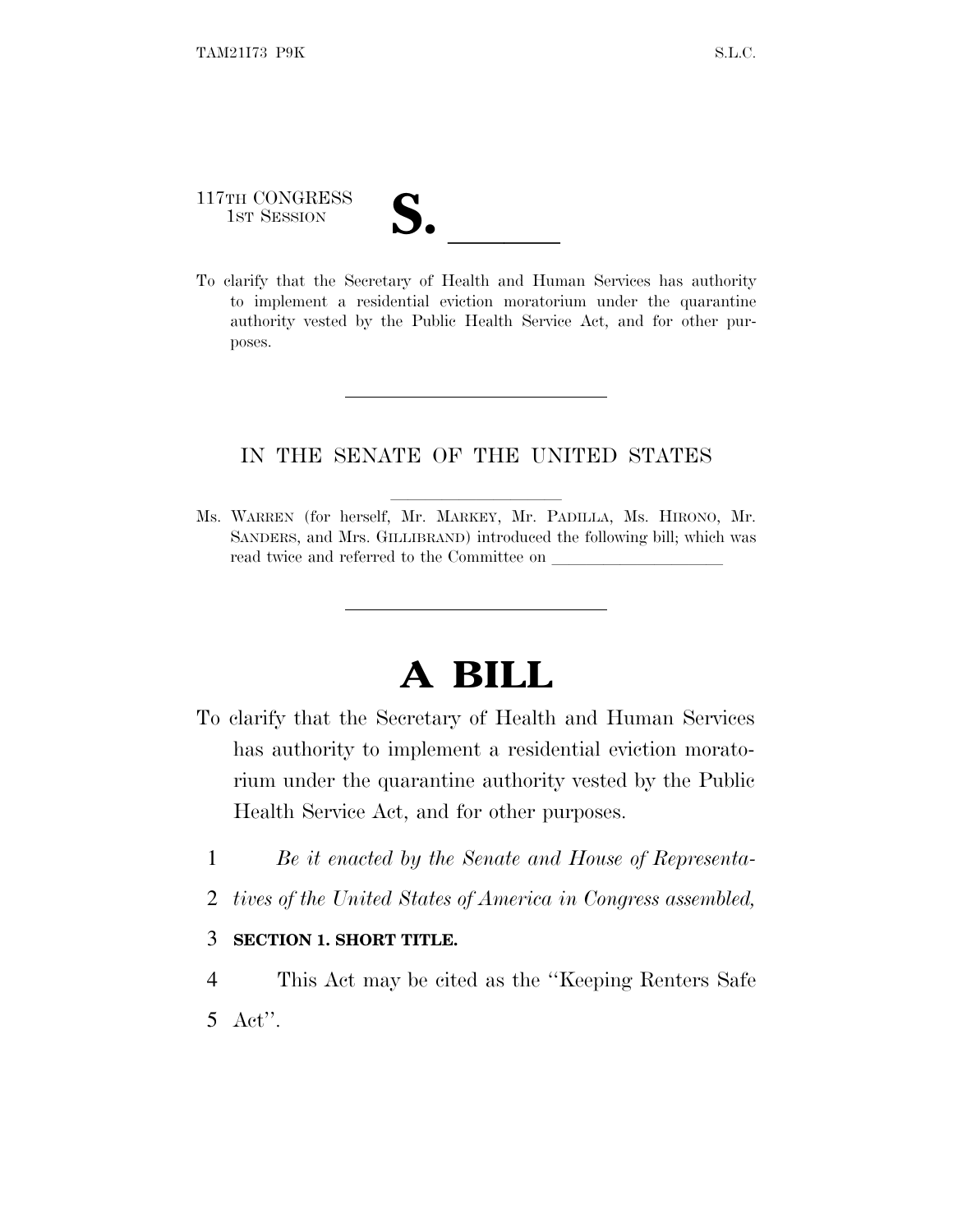117TH CONGRESS
1ST SESSION

# S. \_\_\_\_\_\_

To clarify that the Secretary of Health and Human Services has authority to implement a residential eviction moratorium under the quarantine authority vested by the Public Health Service Act, and for other purposes.

---

IN THE SENATE OF THE UNITED STATES

Ms. WARREN (for herself, Mr. MARKEY, Mr. PADILLA, Ms. HIRONO, Mr. SANDERS, and Mrs. GILLIBRAND) introduced the following bill; which was read twice and referred to the Committee on \_\_\_\_\_\_\_\_\_\_\_\_\_\_\_\_\_\_\_\_

---

# A BILL

To clarify that the Secretary of Health and Human Services has authority to implement a residential eviction moratorium under the quarantine authority vested by the Public Health Service Act, and for other purposes.

1 *Be it enacted by the Senate and House of Representa-*
2 *tives of the United States of America in Congress assembled,*

3 **SECTION 1. SHORT TITLE.**

4 This Act may be cited as the ''Keeping Renters Safe
5 Act''.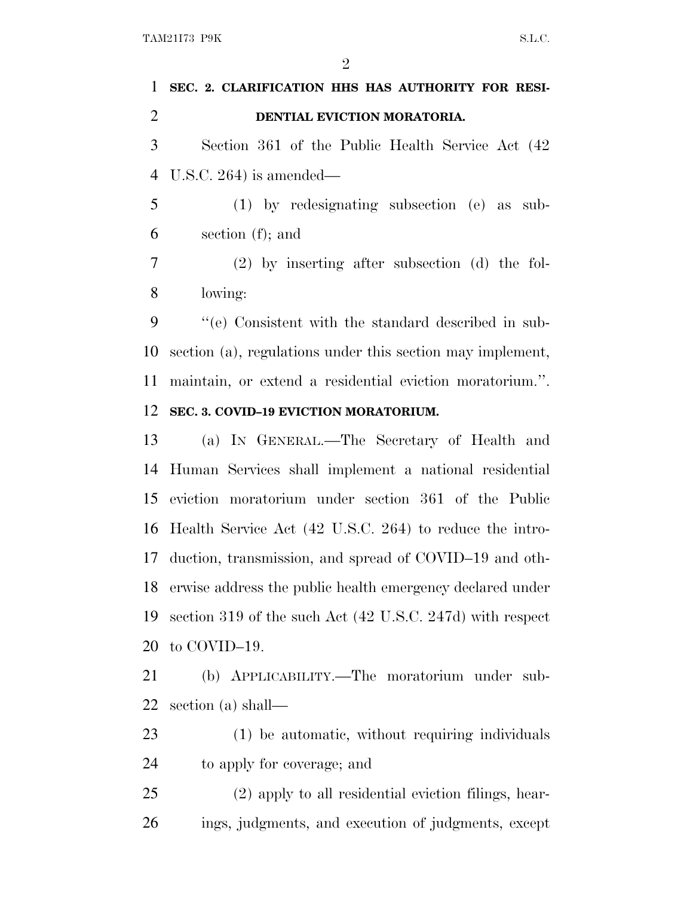**SEC. 2. CLARIFICATION HHS HAS AUTHORITY FOR RESIDENTIAL EVICTION MORATORIA.**

Section 361 of the Public Health Service Act (42 U.S.C. 264) is amended—

(1) by redesignating subsection (e) as subsection (f); and

(2) by inserting after subsection (d) the following:

''(e) Consistent with the standard described in subsection (a), regulations under this section may implement, maintain, or extend a residential eviction moratorium.''.

**SEC. 3. COVID–19 EVICTION MORATORIUM.**

(a) IN GENERAL.—The Secretary of Health and Human Services shall implement a national residential eviction moratorium under section 361 of the Public Health Service Act (42 U.S.C. 264) to reduce the introduction, transmission, and spread of COVID–19 and otherwise address the public health emergency declared under section 319 of the such Act (42 U.S.C. 247d) with respect to COVID–19.

(b) APPLICABILITY.—The moratorium under subsection (a) shall—

(1) be automatic, without requiring individuals to apply for coverage; and

(2) apply to all residential eviction filings, hearings, judgments, and execution of judgments, except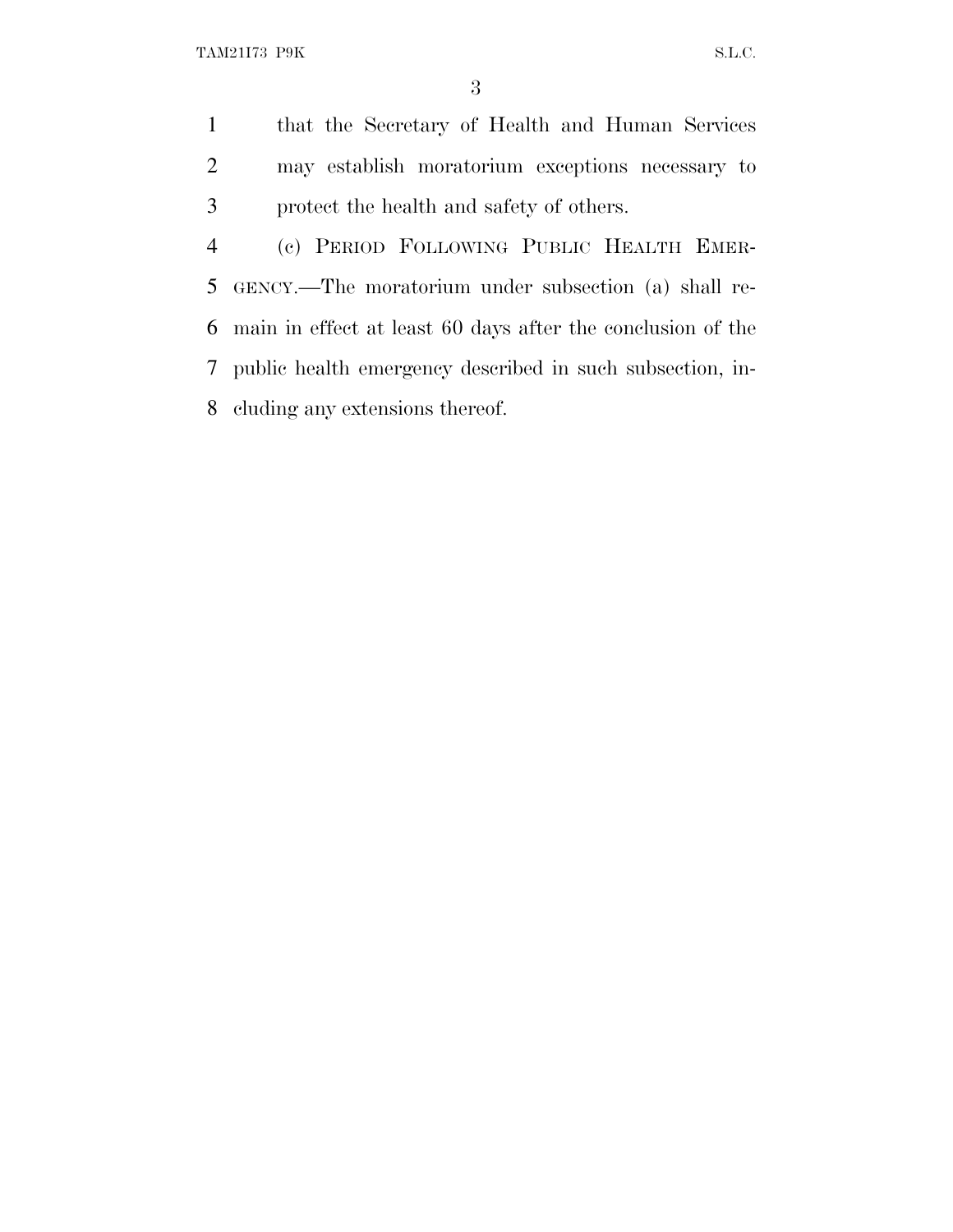that the Secretary of Health and Human Services may establish moratorium exceptions necessary to protect the health and safety of others.

(c) PERIOD FOLLOWING PUBLIC HEALTH EMERGENCY.—The moratorium under subsection (a) shall remain in effect at least 60 days after the conclusion of the public health emergency described in such subsection, including any extensions thereof.